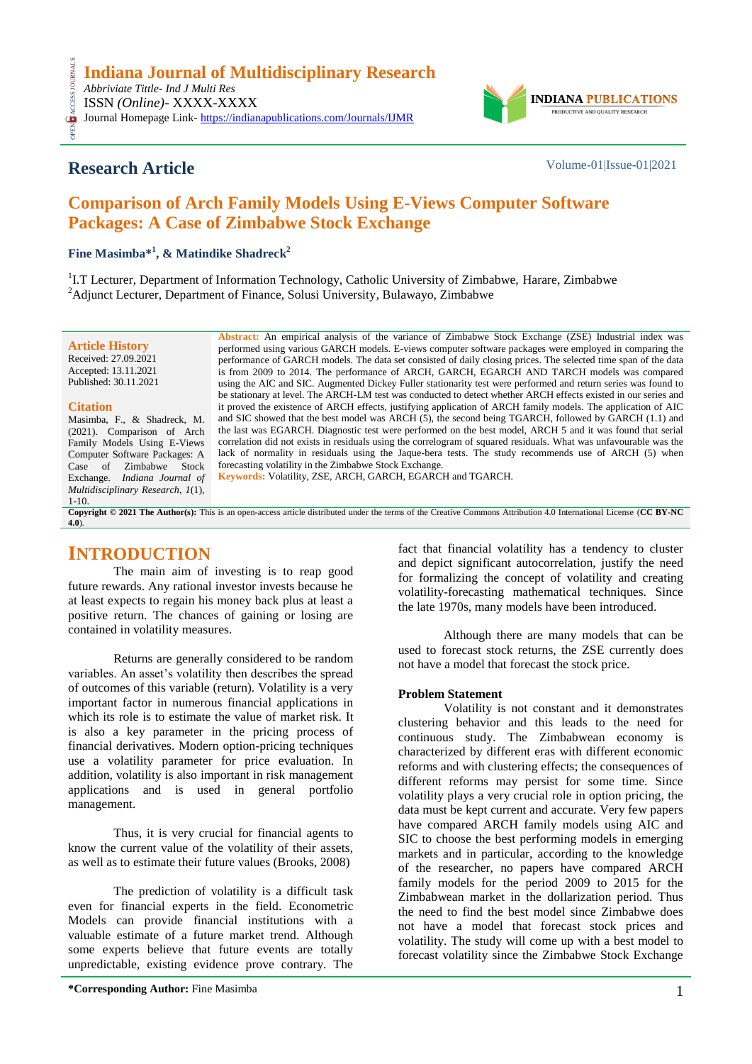# Indiana Journal of Multidisciplinary Research

*Abbriviate Tittle- Ind J Multi Res*
ISSN *(Online)*- XXXX-XXXX
Journal Homepage Link- https://indianapublications.com/Journals/IJMR

## Research Article

Volume-01|Issue-01|2021

# Comparison of Arch Family Models Using E-Views Computer Software Packages: A Case of Zimbabwe Stock Exchange

**Fine Masimba*[1], & Matindike Shadreck[2]**

[1]I.T Lecturer, Department of Information Technology, Catholic University of Zimbabwe, Harare, Zimbabwe
[2]Adjunct Lecturer, Department of Finance, Solusi University, Bulawayo, Zimbabwe

**Article History**
Received: 27.09.2021
Accepted: 13.11.2021
Published: 30.11.2021

**Citation**
Masimba, F., & Shadreck, M. (2021). Comparison of Arch Family Models Using E-Views Computer Software Packages: A Case of Zimbabwe Stock Exchange. *Indiana Journal of Multidisciplinary Research*, *1*(1), 1-10.

**Abstract:** An empirical analysis of the variance of Zimbabwe Stock Exchange (ZSE) Industrial index was performed using various GARCH models. E-views computer software packages were employed in comparing the performance of GARCH models. The data set consisted of daily closing prices. The selected time span of the data is from 2009 to 2014. The performance of ARCH, GARCH, EGARCH AND TARCH models was compared using the AIC and SIC. Augmented Dickey Fuller stationarity test were performed and return series was found to be stationary at level. The ARCH-LM test was conducted to detect whether ARCH effects existed in our series and it proved the existence of ARCH effects, justifying application of ARCH family models. The application of AIC and SIC showed that the best model was ARCH (5), the second being TGARCH, followed by GARCH (1.1) and the last was EGARCH. Diagnostic test were performed on the best model, ARCH 5 and it was found that serial correlation did not exists in residuals using the correlogram of squared residuals. What was unfavourable was the lack of normality in residuals using the Jaque-bera tests. The study recommends use of ARCH (5) when forecasting volatility in the Zimbabwe Stock Exchange.

**Keywords:** Volatility, ZSE, ARCH, GARCH, EGARCH and TGARCH.

**Copyright © 2021 The Author(s):** This is an open-access article distributed under the terms of the Creative Commons Attribution 4.0 International License (**CC BY-NC 4.0**).

## INTRODUCTION

The main aim of investing is to reap good future rewards. Any rational investor invests because he at least expects to regain his money back plus at least a positive return. The chances of gaining or losing are contained in volatility measures.

Returns are generally considered to be random variables. An asset's volatility then describes the spread of outcomes of this variable (return). Volatility is a very important factor in numerous financial applications in which its role is to estimate the value of market risk. It is also a key parameter in the pricing process of financial derivatives. Modern option-pricing techniques use a volatility parameter for price evaluation. In addition, volatility is also important in risk management applications and is used in general portfolio management.

Thus, it is very crucial for financial agents to know the current value of the volatility of their assets, as well as to estimate their future values (Brooks, 2008)

The prediction of volatility is a difficult task even for financial experts in the field. Econometric Models can provide financial institutions with a valuable estimate of a future market trend. Although some experts believe that future events are totally unpredictable, existing evidence prove contrary. The fact that financial volatility has a tendency to cluster and depict significant autocorrelation, justify the need for formalizing the concept of volatility and creating volatility-forecasting mathematical techniques. Since the late 1970s, many models have been introduced.

Although there are many models that can be used to forecast stock returns, the ZSE currently does not have a model that forecast the stock price.

### Problem Statement

Volatility is not constant and it demonstrates clustering behavior and this leads to the need for continuous study. The Zimbabwean economy is characterized by different eras with different economic reforms and with clustering effects; the consequences of different reforms may persist for some time. Since volatility plays a very crucial role in option pricing, the data must be kept current and accurate. Very few papers have compared ARCH family models using AIC and SIC to choose the best performing models in emerging markets and in particular, according to the knowledge of the researcher, no papers have compared ARCH family models for the period 2009 to 2015 for the Zimbabwean market in the dollarization period. Thus the need to find the best model since Zimbabwe does not have a model that forecast stock prices and volatility. The study will come up with a best model to forecast volatility since the Zimbabwe Stock Exchange

**\*Corresponding Author:** Fine Masimba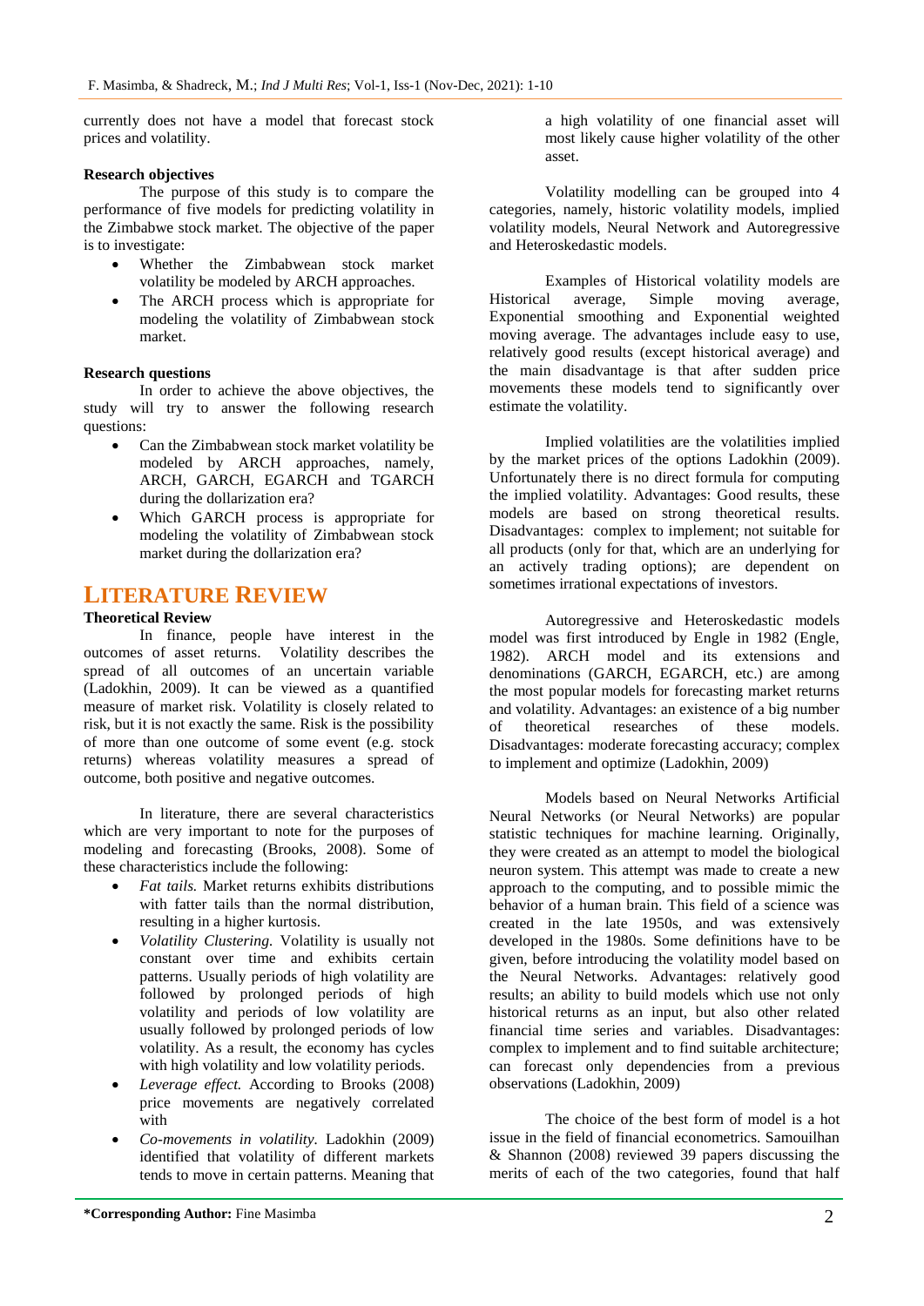currently does not have a model that forecast stock prices and volatility.

**Research objectives**

The purpose of this study is to compare the performance of five models for predicting volatility in the Zimbabwe stock market. The objective of the paper is to investigate:

- Whether the Zimbabwean stock market volatility be modeled by ARCH approaches.
- The ARCH process which is appropriate for modeling the volatility of Zimbabwean stock market.

**Research questions**

In order to achieve the above objectives, the study will try to answer the following research questions:

- Can the Zimbabwean stock market volatility be modeled by ARCH approaches, namely, ARCH, GARCH, EGARCH and TGARCH during the dollarization era?
- Which GARCH process is appropriate for modeling the volatility of Zimbabwean stock market during the dollarization era?

# LITERATURE REVIEW

**Theoretical Review**

In finance, people have interest in the outcomes of asset returns. Volatility describes the spread of all outcomes of an uncertain variable (Ladokhin, 2009). It can be viewed as a quantified measure of market risk. Volatility is closely related to risk, but it is not exactly the same. Risk is the possibility of more than one outcome of some event (e.g. stock returns) whereas volatility measures a spread of outcome, both positive and negative outcomes.

In literature, there are several characteristics which are very important to note for the purposes of modeling and forecasting (Brooks, 2008). Some of these characteristics include the following:

- *Fat tails.* Market returns exhibits distributions with fatter tails than the normal distribution, resulting in a higher kurtosis.
- *Volatility Clustering.* Volatility is usually not constant over time and exhibits certain patterns. Usually periods of high volatility are followed by prolonged periods of high volatility and periods of low volatility are usually followed by prolonged periods of low volatility. As a result, the economy has cycles with high volatility and low volatility periods.
- *Leverage effect.* According to Brooks (2008) price movements are negatively correlated with
- *Co-movements in volatility.* Ladokhin (2009) identified that volatility of different markets tends to move in certain patterns. Meaning that a high volatility of one financial asset will most likely cause higher volatility of the other asset.

Volatility modelling can be grouped into 4 categories, namely, historic volatility models, implied volatility models, Neural Network and Autoregressive and Heteroskedastic models.

Examples of Historical volatility models are Historical average, Simple moving average, Exponential smoothing and Exponential weighted moving average. The advantages include easy to use, relatively good results (except historical average) and the main disadvantage is that after sudden price movements these models tend to significantly over estimate the volatility.

Implied volatilities are the volatilities implied by the market prices of the options Ladokhin (2009). Unfortunately there is no direct formula for computing the implied volatility. Advantages: Good results, these models are based on strong theoretical results. Disadvantages: complex to implement; not suitable for all products (only for that, which are an underlying for an actively trading options); are dependent on sometimes irrational expectations of investors.

Autoregressive and Heteroskedastic models model was first introduced by Engle in 1982 (Engle, 1982). ARCH model and its extensions and denominations (GARCH, EGARCH, etc.) are among the most popular models for forecasting market returns and volatility. Advantages: an existence of a big number of theoretical researches of these models. Disadvantages: moderate forecasting accuracy; complex to implement and optimize (Ladokhin, 2009)

Models based on Neural Networks Artificial Neural Networks (or Neural Networks) are popular statistic techniques for machine learning. Originally, they were created as an attempt to model the biological neuron system. This attempt was made to create a new approach to the computing, and to possible mimic the behavior of a human brain. This field of a science was created in the late 1950s, and was extensively developed in the 1980s. Some definitions have to be given, before introducing the volatility model based on the Neural Networks. Advantages: relatively good results; an ability to build models which use not only historical returns as an input, but also other related financial time series and variables. Disadvantages: complex to implement and to find suitable architecture; can forecast only dependencies from a previous observations (Ladokhin, 2009)

The choice of the best form of model is a hot issue in the field of financial econometrics. Samouilhan & Shannon (2008) reviewed 39 papers discussing the merits of each of the two categories, found that half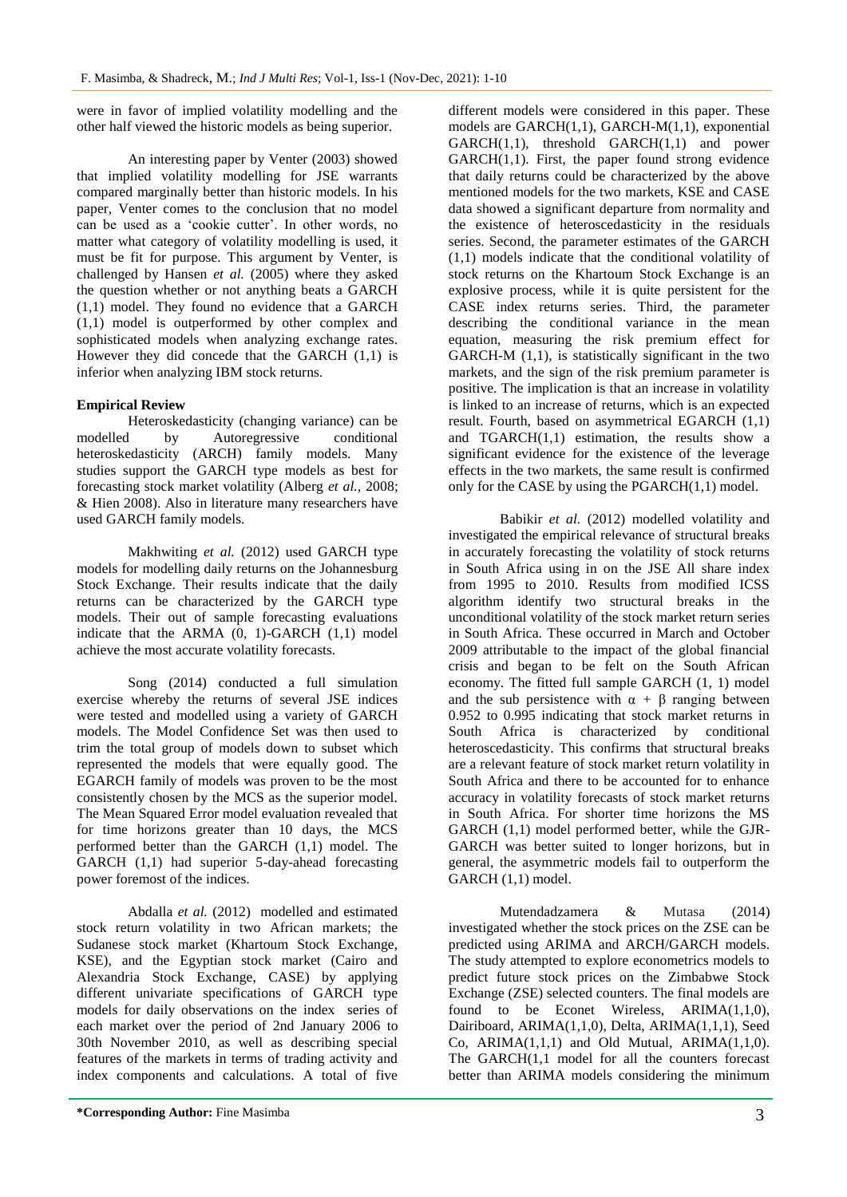were in favor of implied volatility modelling and the other half viewed the historic models as being superior.

An interesting paper by Venter (2003) showed that implied volatility modelling for JSE warrants compared marginally better than historic models. In his paper, Venter comes to the conclusion that no model can be used as a 'cookie cutter'. In other words, no matter what category of volatility modelling is used, it must be fit for purpose. This argument by Venter, is challenged by Hansen *et al.* (2005) where they asked the question whether or not anything beats a GARCH (1,1) model. They found no evidence that a GARCH (1,1) model is outperformed by other complex and sophisticated models when analyzing exchange rates. However they did concede that the GARCH (1,1) is inferior when analyzing IBM stock returns.

**Empirical Review**

Heteroskedasticity (changing variance) can be modelled by Autoregressive conditional heteroskedasticity (ARCH) family models. Many studies support the GARCH type models as best for forecasting stock market volatility (Alberg *et al.*, 2008; & Hien 2008). Also in literature many researchers have used GARCH family models.

Makhwiting *et al.* (2012) used GARCH type models for modelling daily returns on the Johannesburg Stock Exchange. Their results indicate that the daily returns can be characterized by the GARCH type models. Their out of sample forecasting evaluations indicate that the ARMA (0, 1)-GARCH (1,1) model achieve the most accurate volatility forecasts.

Song (2014) conducted a full simulation exercise whereby the returns of several JSE indices were tested and modelled using a variety of GARCH models. The Model Confidence Set was then used to trim the total group of models down to subset which represented the models that were equally good. The EGARCH family of models was proven to be the most consistently chosen by the MCS as the superior model. The Mean Squared Error model evaluation revealed that for time horizons greater than 10 days, the MCS performed better than the GARCH (1,1) model. The GARCH (1,1) had superior 5-day-ahead forecasting power foremost of the indices.

Abdalla *et al.* (2012) modelled and estimated stock return volatility in two African markets; the Sudanese stock market (Khartoum Stock Exchange, KSE), and the Egyptian stock market (Cairo and Alexandria Stock Exchange, CASE) by applying different univariate specifications of GARCH type models for daily observations on the index series of each market over the period of 2nd January 2006 to 30th November 2010, as well as describing special features of the markets in terms of trading activity and index components and calculations. A total of five different models were considered in this paper. These models are GARCH(1,1), GARCH-M(1,1), exponential GARCH(1,1), threshold GARCH(1,1) and power GARCH(1,1). First, the paper found strong evidence that daily returns could be characterized by the above mentioned models for the two markets, KSE and CASE data showed a significant departure from normality and the existence of heteroscedasticity in the residuals series. Second, the parameter estimates of the GARCH (1,1) models indicate that the conditional volatility of stock returns on the Khartoum Stock Exchange is an explosive process, while it is quite persistent for the CASE index returns series. Third, the parameter describing the conditional variance in the mean equation, measuring the risk premium effect for GARCH-M (1,1), is statistically significant in the two markets, and the sign of the risk premium parameter is positive. The implication is that an increase in volatility is linked to an increase of returns, which is an expected result. Fourth, based on asymmetrical EGARCH (1,1) and TGARCH(1,1) estimation, the results show a significant evidence for the existence of the leverage effects in the two markets, the same result is confirmed only for the CASE by using the PGARCH(1,1) model.

Babikir *et al.* (2012) modelled volatility and investigated the empirical relevance of structural breaks in accurately forecasting the volatility of stock returns in South Africa using in on the JSE All share index from 1995 to 2010. Results from modified ICSS algorithm identify two structural breaks in the unconditional volatility of the stock market return series in South Africa. These occurred in March and October 2009 attributable to the impact of the global financial crisis and began to be felt on the South African economy. The fitted full sample GARCH (1, 1) model and the sub persistence with $\alpha + \beta$ ranging between 0.952 to 0.995 indicating that stock market returns in South Africa is characterized by conditional heteroscedasticity. This confirms that structural breaks are a relevant feature of stock market return volatility in South Africa and there to be accounted for to enhance accuracy in volatility forecasts of stock market returns in South Africa. For shorter time horizons the MS GARCH (1,1) model performed better, while the GJR-GARCH was better suited to longer horizons, but in general, the asymmetric models fail to outperform the GARCH (1,1) model.

Mutendadzamera & Mutasa (2014) investigated whether the stock prices on the ZSE can be predicted using ARIMA and ARCH/GARCH models. The study attempted to explore econometrics models to predict future stock prices on the Zimbabwe Stock Exchange (ZSE) selected counters. The final models are found to be Econet Wireless, ARIMA(1,1,0), Dairiboard, ARIMA(1,1,0), Delta, ARIMA(1,1,1), Seed Co, ARIMA(1,1,1) and Old Mutual, ARIMA(1,1,0). The GARCH(1,1 model for all the counters forecast better than ARIMA models considering the minimum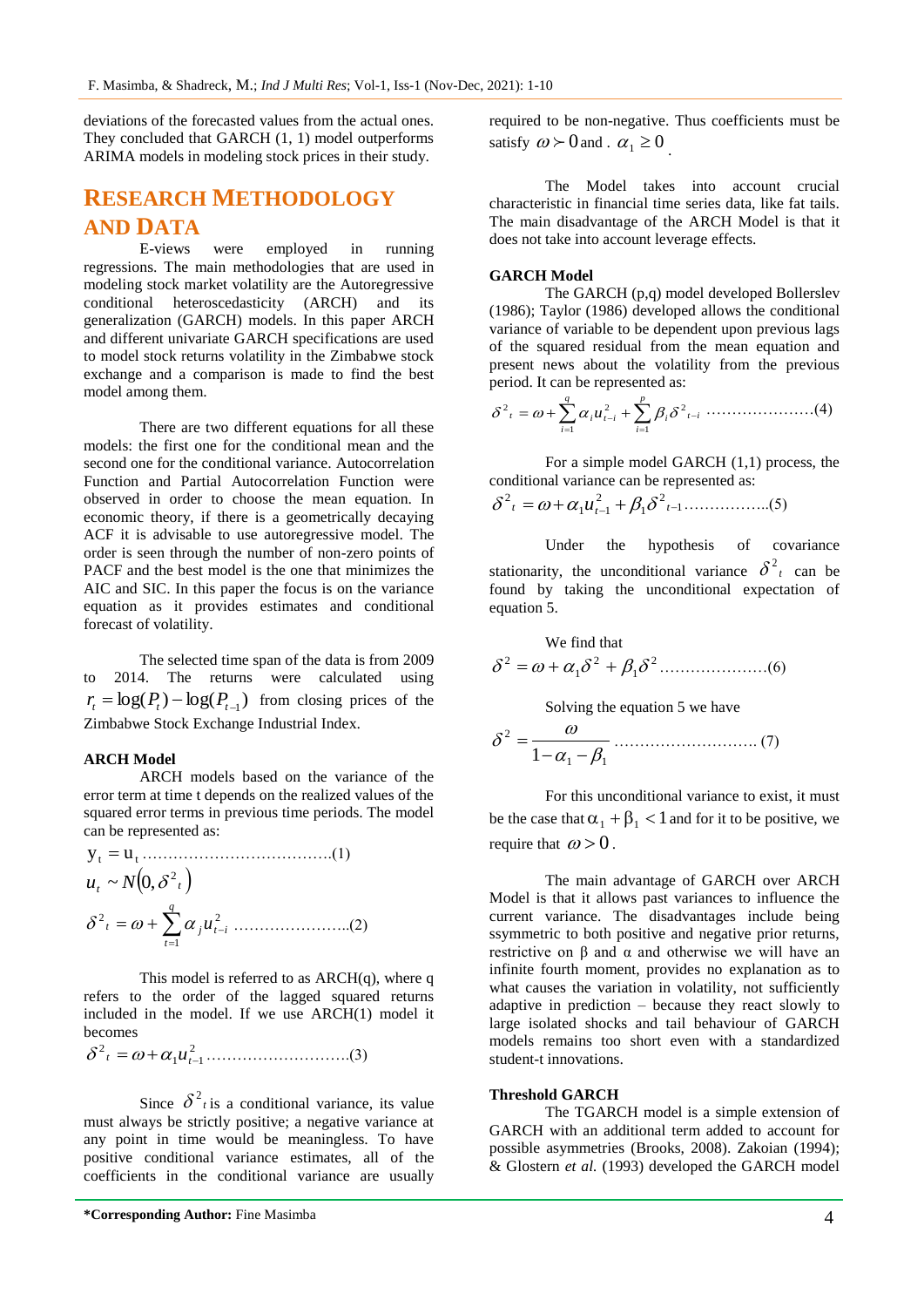deviations of the forecasted values from the actual ones. They concluded that GARCH (1, 1) model outperforms ARIMA models in modeling stock prices in their study.

## RESEARCH METHODOLOGY AND DATA

E-views were employed in running regressions. The main methodologies that are used in modeling stock market volatility are the Autoregressive conditional heteroscedasticity (ARCH) and its generalization (GARCH) models. In this paper ARCH and different univariate GARCH specifications are used to model stock returns volatility in the Zimbabwe stock exchange and a comparison is made to find the best model among them.

There are two different equations for all these models: the first one for the conditional mean and the second one for the conditional variance. Autocorrelation Function and Partial Autocorrelation Function were observed in order to choose the mean equation. In economic theory, if there is a geometrically decaying ACF it is advisable to use autoregressive model. The order is seen through the number of non-zero points of PACF and the best model is the one that minimizes the AIC and SIC. In this paper the focus is on the variance equation as it provides estimates and conditional forecast of volatility.

The selected time span of the data is from 2009 to 2014. The returns were calculated using $r_t = \log(P_t) - \log(P_{t-1})$ from closing prices of the Zimbabwe Stock Exchange Industrial Index.

### ARCH Model

ARCH models based on the variance of the error term at time t depends on the realized values of the squared error terms in previous time periods. The model can be represented as:

$$y_t = u_t \quad \text{.....(1)}$$

$$u_t \sim N(0, \delta^2_t)$$

$$\delta^2_t = \omega + \sum_{t=1}^{q} \alpha_j u_{t-i}^2 \quad \text{.....(2)}$$

This model is referred to as ARCH(q), where q refers to the order of the lagged squared returns included in the model. If we use ARCH(1) model it becomes

$$\delta^2_t = \omega + \alpha_1 u_{t-1}^2 \quad \text{.....(3)}$$

Since $\delta^2_t$ is a conditional variance, its value must always be strictly positive; a negative variance at any point in time would be meaningless. To have positive conditional variance estimates, all of the coefficients in the conditional variance are usually required to be non-negative. Thus coefficients must be satisfy $\omega \succ 0$ and . $\alpha_1 \geq 0$ .

The Model takes into account crucial characteristic in financial time series data, like fat tails. The main disadvantage of the ARCH Model is that it does not take into account leverage effects.

### GARCH Model

The GARCH (p,q) model developed Bollerslev (1986); Taylor (1986) developed allows the conditional variance of variable to be dependent upon previous lags of the squared residual from the mean equation and present news about the volatility from the previous period. It can be represented as:

$$\delta^2_t = \omega + \sum_{i=1}^{q} \alpha_i u_{t-i}^2 + \sum_{i=1}^{p} \beta_i \delta^2_{t-i} \quad \text{.....(4)}$$

For a simple model GARCH (1,1) process, the conditional variance can be represented as:

$$\delta^2_t = \omega + \alpha_1 u_{t-1}^2 + \beta_1 \delta^2_{t-1} \quad \text{.....(5)}$$

Under the hypothesis of covariance stationarity, the unconditional variance $\delta^2_t$ can be found by taking the unconditional expectation of equation 5.

We find that

$$\delta^2 = \omega + \alpha_1 \delta^2 + \beta_1 \delta^2 \quad \text{.....(6)}$$

Solving the equation 5 we have

$$\delta^2 = \frac{\omega}{1 - \alpha_1 - \beta_1} \quad \text{.....(7)}$$

For this unconditional variance to exist, it must be the case that $\alpha_1 + \beta_1 < 1$ and for it to be positive, we require that $\omega > 0$.

The main advantage of GARCH over ARCH Model is that it allows past variances to influence the current variance. The disadvantages include being ssymmetric to both positive and negative prior returns, restrictive on β and α and otherwise we will have an infinite fourth moment, provides no explanation as to what causes the variation in volatility, not sufficiently adaptive in prediction – because they react slowly to large isolated shocks and tail behaviour of GARCH models remains too short even with a standardized student-t innovations.

### Threshold GARCH

The TGARCH model is a simple extension of GARCH with an additional term added to account for possible asymmetries (Brooks, 2008). Zakoian (1994); & Glostern *et al.* (1993) developed the GARCH model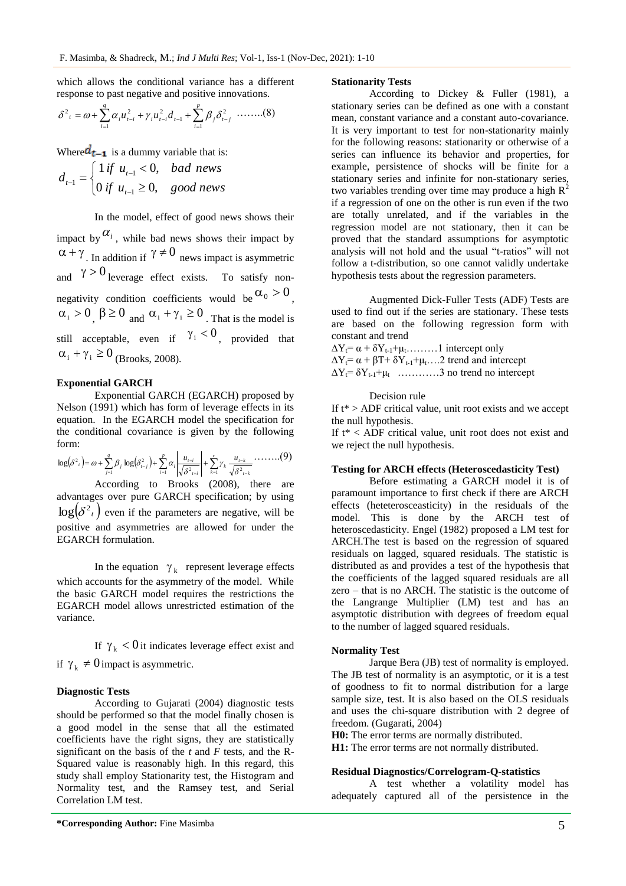which allows the conditional variance has a different response to past negative and positive innovations.

$$\delta^2{}_t = \omega + \sum_{i=1}^{q} \alpha_i u_{t-i}^2 + \gamma_i u_{t-i}^2 d_{t-1} + \sum_{i=1}^{p} \beta_j \delta_{t-j}^2 \quad \text{……..(8)}$$

Where $d_{t-1}$ is a dummy variable that is:

$$d_{t-1} = \begin{cases} 1 \text{ if } u_{t-1} < 0, & \text{bad news} \\ 0 \text{ if } u_{t-1} \geq 0, & \text{good news} \end{cases}$$

In the model, effect of good news shows their impact by $\alpha_i$, while bad news shows their impact by $\alpha + \gamma$. In addition if $\gamma \neq 0$ news impact is asymmetric and $\gamma > 0$ leverage effect exists. To satisfy non-negativity condition coefficients would be $\alpha_0 > 0$, $\alpha_i > 0$, $\beta \geq 0$ and $\alpha_i + \gamma_i \geq 0$. That is the model is still acceptable, even if $\gamma_i < 0$, provided that $\alpha_i + \gamma_i \geq 0$ (Brooks, 2008).

**Exponential GARCH**

Exponential GARCH (EGARCH) proposed by Nelson (1991) which has form of leverage effects in its equation. In the EGARCH model the specification for the conditional covariance is given by the following form:

$$\log(\delta^2{}_t) = \omega + \sum_{j=1}^{q} \beta_j \log(\delta_{t-j}^2) + \sum_{i=1}^{p} \alpha_i \left| \frac{u_{t-i}}{\sqrt{\delta^2{}_{t-i}}} \right| + \sum_{k=1}^{r} \gamma_k \frac{u_{t-k}}{\sqrt{\delta^2{}_{t-k}}} \quad \text{……..(9)}$$

According to Brooks (2008), there are advantages over pure GARCH specification; by using $\log(\delta^2{}_t)$ even if the parameters are negative, will be positive and asymmetries are allowed for under the EGARCH formulation.

In the equation $\gamma_k$ represent leverage effects which accounts for the asymmetry of the model. While the basic GARCH model requires the restrictions the EGARCH model allows unrestricted estimation of the variance.

If $\gamma_k < 0$ it indicates leverage effect exist and if $\gamma_k \neq 0$ impact is asymmetric.

**Diagnostic Tests**

According to Gujarati (2004) diagnostic tests should be performed so that the model finally chosen is a good model in the sense that all the estimated coefficients have the right signs, they are statistically significant on the basis of the *t* and *F* tests, and the R-Squared value is reasonably high. In this regard, this study shall employ Stationarity test, the Histogram and Normality test, and the Ramsey test, and Serial Correlation LM test.

**Stationarity Tests**

According to Dickey & Fuller (1981), a stationary series can be defined as one with a constant mean, constant variance and a constant auto-covariance. It is very important to test for non-stationarity mainly for the following reasons: stationarity or otherwise of a series can influence its behavior and properties, for example, persistence of shocks will be finite for a stationary series and infinite for non-stationary series, two variables trending over time may produce a high $R^2$ if a regression of one on the other is run even if the two are totally unrelated, and if the variables in the regression model are not stationary, then it can be proved that the standard assumptions for asymptotic analysis will not hold and the usual "t-ratios" will not follow a t-distribution, so one cannot validly undertake hypothesis tests about the regression parameters.

Augmented Dick-Fuller Tests (ADF) Tests are used to find out if the series are stationary. These tests are based on the following regression form with constant and trend

$\Delta Y_t = \alpha + \delta Y_{t-1} + \mu_t$………1 intercept only
$\Delta Y_t = \alpha + \beta T + \delta Y_{t-1} + \mu_t$….2 trend and intercept
$\Delta Y_t = \delta Y_{t-1} + \mu_t$ …………3 no trend no intercept

Decision rule

If $t^*$ > ADF critical value, unit root exists and we accept the null hypothesis.
If $t^*$ < ADF critical value, unit root does not exist and we reject the null hypothesis.

**Testing for ARCH effects (Heteroscedasticity Test)**

Before estimating a GARCH model it is of paramount importance to first check if there are ARCH effects (heteterosceasticity) in the residuals of the model. This is done by the ARCH test of heteroscedasticity. Engel (1982) proposed a LM test for ARCH.The test is based on the regression of squared residuals on lagged, squared residuals. The statistic is distributed as and provides a test of the hypothesis that the coefficients of the lagged squared residuals are all zero – that is no ARCH. The statistic is the outcome of the Langrange Multiplier (LM) test and has an asymptotic distribution with degrees of freedom equal to the number of lagged squared residuals.

**Normality Test**

Jarque Bera (JB) test of normality is employed. The JB test of normality is an asymptotic, or it is a test of goodness to fit to normal distribution for a large sample size, test. It is also based on the OLS residuals and uses the chi-square distribution with 2 degree of freedom. (Gugarati, 2004)

**H0:** The error terms are normally distributed.
**H1:** The error terms are not normally distributed.

**Residual Diagnostics/Correlogram-Q-statistics**

A test whether a volatility model has adequately captured all of the persistence in the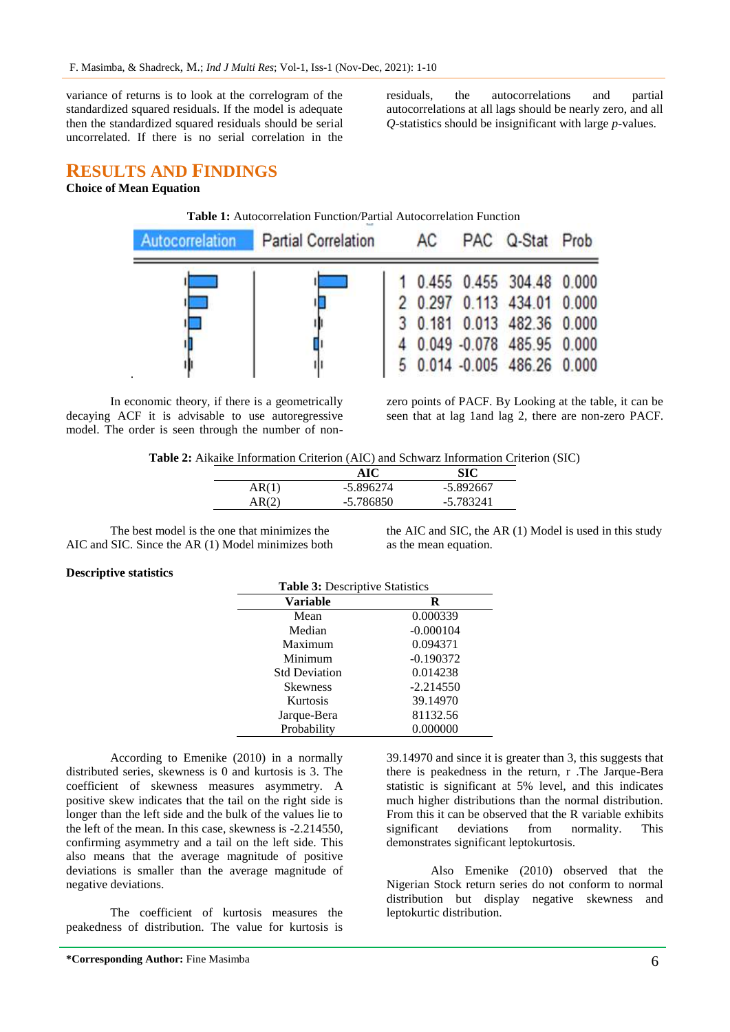variance of returns is to look at the correlogram of the standardized squared residuals. If the model is adequate then the standardized squared residuals should be serial uncorrelated. If there is no serial correlation in the residuals, the autocorrelations and partial autocorrelations at all lags should be nearly zero, and all *Q*-statistics should be insignificant with large *p*-values.

## RESULTS AND FINDINGS

### Choice of Mean Equation

**Table 1:** Autocorrelation Function/Partial Autocorrelation Function

| Autocorrelation | Partial Correlation | | AC | PAC | Q-Stat | Prob |
|---|---|---|---|---|---|---|
| | | 1 | 0.455 | 0.455 | 304.48 | 0.000 |
| | | 2 | 0.297 | 0.113 | 434.01 | 0.000 |
| | | 3 | 0.181 | 0.013 | 482.36 | 0.000 |
| | | 4 | 0.049 | -0.078 | 485.95 | 0.000 |
| | | 5 | 0.014 | -0.005 | 486.26 | 0.000 |

In economic theory, if there is a geometrically decaying ACF it is advisable to use autoregressive model. The order is seen through the number of non-zero points of PACF. By Looking at the table, it can be seen that at lag 1and lag 2, there are non-zero PACF.

**Table 2:** Aikaike Information Criterion (AIC) and Schwarz Information Criterion (SIC)

| | AIC | SIC |
|---|---|---|
| AR(1) | -5.896274 | -5.892667 |
| AR(2) | -5.786850 | -5.783241 |

The best model is the one that minimizes the AIC and SIC. Since the AR (1) Model minimizes both the AIC and SIC, the AR (1) Model is used in this study as the mean equation.

### Descriptive statistics

**Table 3:** Descriptive Statistics

| Variable | R |
|---|---|
| Mean | 0.000339 |
| Median | -0.000104 |
| Maximum | 0.094371 |
| Minimum | -0.190372 |
| Std Deviation | 0.014238 |
| Skewness | -2.214550 |
| Kurtosis | 39.14970 |
| Jarque-Bera | 81132.56 |
| Probability | 0.000000 |

According to Emenike (2010) in a normally distributed series, skewness is 0 and kurtosis is 3. The coefficient of skewness measures asymmetry. A positive skew indicates that the tail on the right side is longer than the left side and the bulk of the values lie to the left of the mean. In this case, skewness is -2.214550, confirming asymmetry and a tail on the left side. This also means that the average magnitude of positive deviations is smaller than the average magnitude of negative deviations.

The coefficient of kurtosis measures the peakedness of distribution. The value for kurtosis is 39.14970 and since it is greater than 3, this suggests that there is peakedness in the return, r .The Jarque-Bera statistic is significant at 5% level, and this indicates much higher distributions than the normal distribution. From this it can be observed that the R variable exhibits significant deviations from normality. This demonstrates significant leptokurtosis.

Also Emenike (2010) observed that the Nigerian Stock return series do not conform to normal distribution but display negative skewness and leptokurtic distribution.

**\*Corresponding Author:** Fine Masimba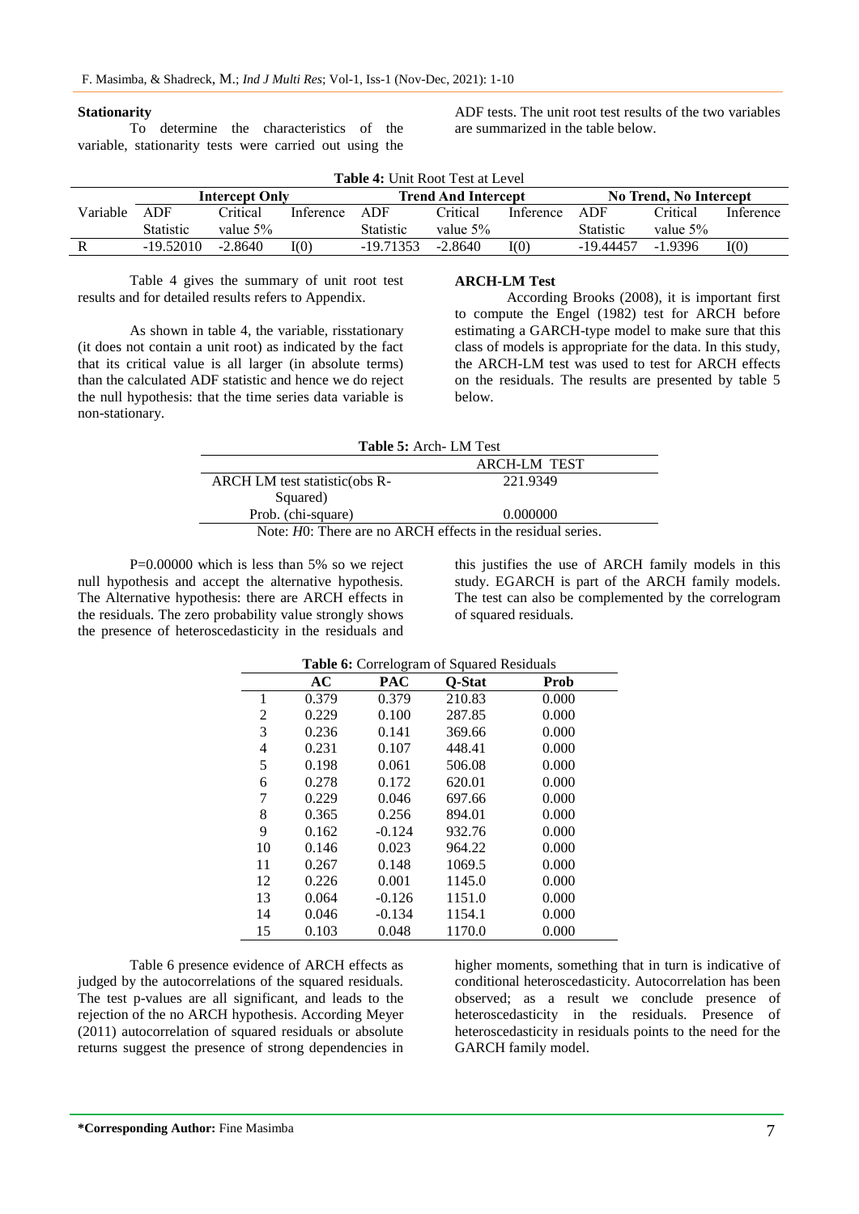### Stationarity

To determine the characteristics of the variable, stationarity tests were carried out using the ADF tests. The unit root test results of the two variables are summarized in the table below.

**Table 4:** Unit Root Test at Level

| Variable | Intercept Only | | | Trend And Intercept | | | No Trend, No Intercept | | |
|---|---|---|---|---|---|---|---|---|---|
| | ADF Statistic | Critical value 5% | Inference | ADF Statistic | Critical value 5% | Inference | ADF Statistic | Critical value 5% | Inference |
| R | -19.52010 | -2.8640 | I(0) | -19.71353 | -2.8640 | I(0) | -19.44457 | -1.9396 | I(0) |

Table 4 gives the summary of unit root test results and for detailed results refers to Appendix.

As shown in table 4, the variable, risstationary (it does not contain a unit root) as indicated by the fact that its critical value is all larger (in absolute terms) than the calculated ADF statistic and hence we do reject the null hypothesis: that the time series data variable is non-stationary.

### ARCH-LM Test

According Brooks (2008), it is important first to compute the Engel (1982) test for ARCH before estimating a GARCH-type model to make sure that this class of models is appropriate for the data. In this study, the ARCH-LM test was used to test for ARCH effects on the residuals. The results are presented by table 5 below.

**Table 5:** Arch- LM Test

| | ARCH-LM TEST |
|---|---|
| ARCH LM test statistic(obs R-Squared) | 221.9349 |
| Prob. (chi-square) | 0.000000 |

Note: *H*0: There are no ARCH effects in the residual series.

P=0.00000 which is less than 5% so we reject null hypothesis and accept the alternative hypothesis. The Alternative hypothesis: there are ARCH effects in the residuals. The zero probability value strongly shows the presence of heteroscedasticity in the residuals and this justifies the use of ARCH family models in this study. EGARCH is part of the ARCH family models. The test can also be complemented by the correlogram of squared residuals.

**Table 6:** Correlogram of Squared Residuals

| | AC | PAC | Q-Stat | Prob |
|---|---|---|---|---|
| 1 | 0.379 | 0.379 | 210.83 | 0.000 |
| 2 | 0.229 | 0.100 | 287.85 | 0.000 |
| 3 | 0.236 | 0.141 | 369.66 | 0.000 |
| 4 | 0.231 | 0.107 | 448.41 | 0.000 |
| 5 | 0.198 | 0.061 | 506.08 | 0.000 |
| 6 | 0.278 | 0.172 | 620.01 | 0.000 |
| 7 | 0.229 | 0.046 | 697.66 | 0.000 |
| 8 | 0.365 | 0.256 | 894.01 | 0.000 |
| 9 | 0.162 | -0.124 | 932.76 | 0.000 |
| 10 | 0.146 | 0.023 | 964.22 | 0.000 |
| 11 | 0.267 | 0.148 | 1069.5 | 0.000 |
| 12 | 0.226 | 0.001 | 1145.0 | 0.000 |
| 13 | 0.064 | -0.126 | 1151.0 | 0.000 |
| 14 | 0.046 | -0.134 | 1154.1 | 0.000 |
| 15 | 0.103 | 0.048 | 1170.0 | 0.000 |

Table 6 presence evidence of ARCH effects as judged by the autocorrelations of the squared residuals. The test p-values are all significant, and leads to the rejection of the no ARCH hypothesis. According Meyer (2011) autocorrelation of squared residuals or absolute returns suggest the presence of strong dependencies in higher moments, something that in turn is indicative of conditional heteroscedasticity. Autocorrelation has been observed; as a result we conclude presence of heteroscedasticity in the residuals. Presence of heteroscedasticity in residuals points to the need for the GARCH family model.

**\*Corresponding Author:** Fine Masimba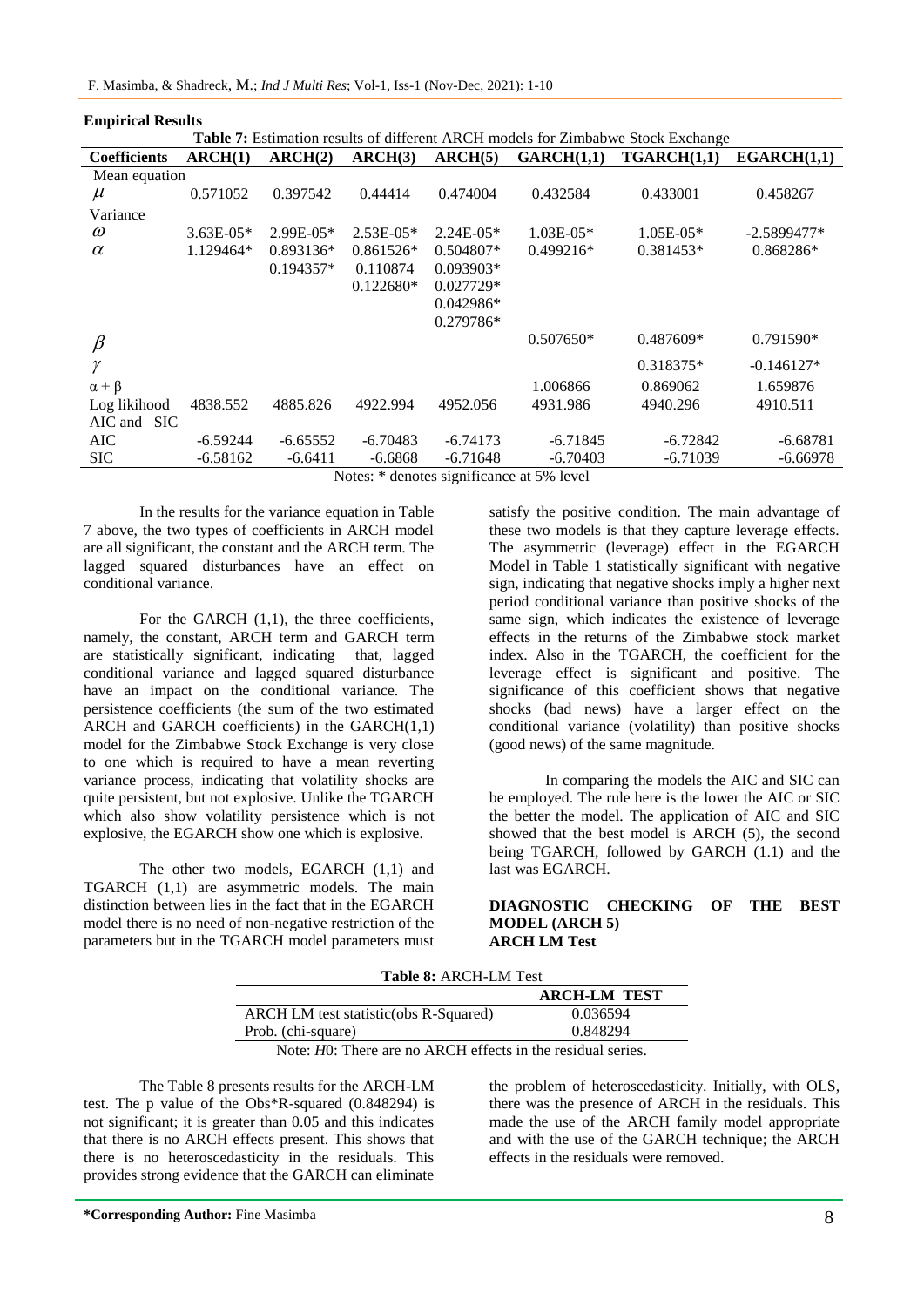**Empirical Results**

**Table 7:** Estimation results of different ARCH models for Zimbabwe Stock Exchange

| Coefficients | ARCH(1) | ARCH(2) | ARCH(3) | ARCH(5) | GARCH(1,1) | TGARCH(1,1) | EGARCH(1,1) |
|---|---|---|---|---|---|---|---|
| Mean equation | | | | | | | |
| $\mu$ | 0.571052 | 0.397542 | 0.44414 | 0.474004 | 0.432584 | 0.433001 | 0.458267 |
| Variance | | | | | | | |
| $\omega$ | 3.63E-05* | 2.99E-05* | 2.53E-05* | 2.24E-05* | 1.03E-05* | 1.05E-05* | -2.5899477* |
| $\alpha$ | 1.129464* | 0.893136* | 0.861526* | 0.504807* | 0.499216* | 0.381453* | 0.868286* |
| | | 0.194357* | 0.110874 | 0.093903* | | | |
| | | | 0.122680* | 0.027729* | | | |
| | | | | 0.042986* | | | |
| | | | | 0.279786* | | | |
| $\beta$ | | | | | 0.507650* | 0.487609* | 0.791590* |
| $\gamma$ | | | | | | 0.318375* | -0.146127* |
| $\alpha + \beta$ | | | | | 1.006866 | 0.869062 | 1.659876 |
| Log likihood | 4838.552 | 4885.826 | 4922.994 | 4952.056 | 4931.986 | 4940.296 | 4910.511 |
| AIC and SIC | | | | | | | |
| AIC | -6.59244 | -6.65552 | -6.70483 | -6.74173 | -6.71845 | -6.72842 | -6.68781 |
| SIC | -6.58162 | -6.6411 | -6.6868 | -6.71648 | -6.70403 | -6.71039 | -6.66978 |

Notes: * denotes significance at 5% level

In the results for the variance equation in Table 7 above, the two types of coefficients in ARCH model are all significant, the constant and the ARCH term. The lagged squared disturbances have an effect on conditional variance.

For the GARCH (1,1), the three coefficients, namely, the constant, ARCH term and GARCH term are statistically significant, indicating that, lagged conditional variance and lagged squared disturbance have an impact on the conditional variance. The persistence coefficients (the sum of the two estimated ARCH and GARCH coefficients) in the GARCH(1,1) model for the Zimbabwe Stock Exchange is very close to one which is required to have a mean reverting variance process, indicating that volatility shocks are quite persistent, but not explosive. Unlike the TGARCH which also show volatility persistence which is not explosive, the EGARCH show one which is explosive.

The other two models, EGARCH (1,1) and TGARCH (1,1) are asymmetric models. The main distinction between lies in the fact that in the EGARCH model there is no need of non-negative restriction of the parameters but in the TGARCH model parameters must satisfy the positive condition. The main advantage of these two models is that they capture leverage effects. The asymmetric (leverage) effect in the EGARCH Model in Table 1 statistically significant with negative sign, indicating that negative shocks imply a higher next period conditional variance than positive shocks of the same sign, which indicates the existence of leverage effects in the returns of the Zimbabwe stock market index. Also in the TGARCH, the coefficient for the leverage effect is significant and positive. The significance of this coefficient shows that negative shocks (bad news) have a larger effect on the conditional variance (volatility) than positive shocks (good news) of the same magnitude.

In comparing the models the AIC and SIC can be employed. The rule here is the lower the AIC or SIC the better the model. The application of AIC and SIC showed that the best model is ARCH (5), the second being TGARCH, followed by GARCH (1.1) and the last was EGARCH.

**DIAGNOSTIC CHECKING OF THE BEST MODEL (ARCH 5)**

**ARCH LM Test**

**Table 8:** ARCH-LM Test

| | ARCH-LM TEST |
|---|---|
| ARCH LM test statistic(obs R-Squared) | 0.036594 |
| Prob. (chi-square) | 0.848294 |

Note: *H*0: There are no ARCH effects in the residual series.

The Table 8 presents results for the ARCH-LM test. The p value of the Obs*R-squared (0.848294) is not significant; it is greater than 0.05 and this indicates that there is no ARCH effects present. This shows that there is no heteroscedasticity in the residuals. This provides strong evidence that the GARCH can eliminate the problem of heteroscedasticity. Initially, with OLS, there was the presence of ARCH in the residuals. This made the use of the ARCH family model appropriate and with the use of the GARCH technique; the ARCH effects in the residuals were removed.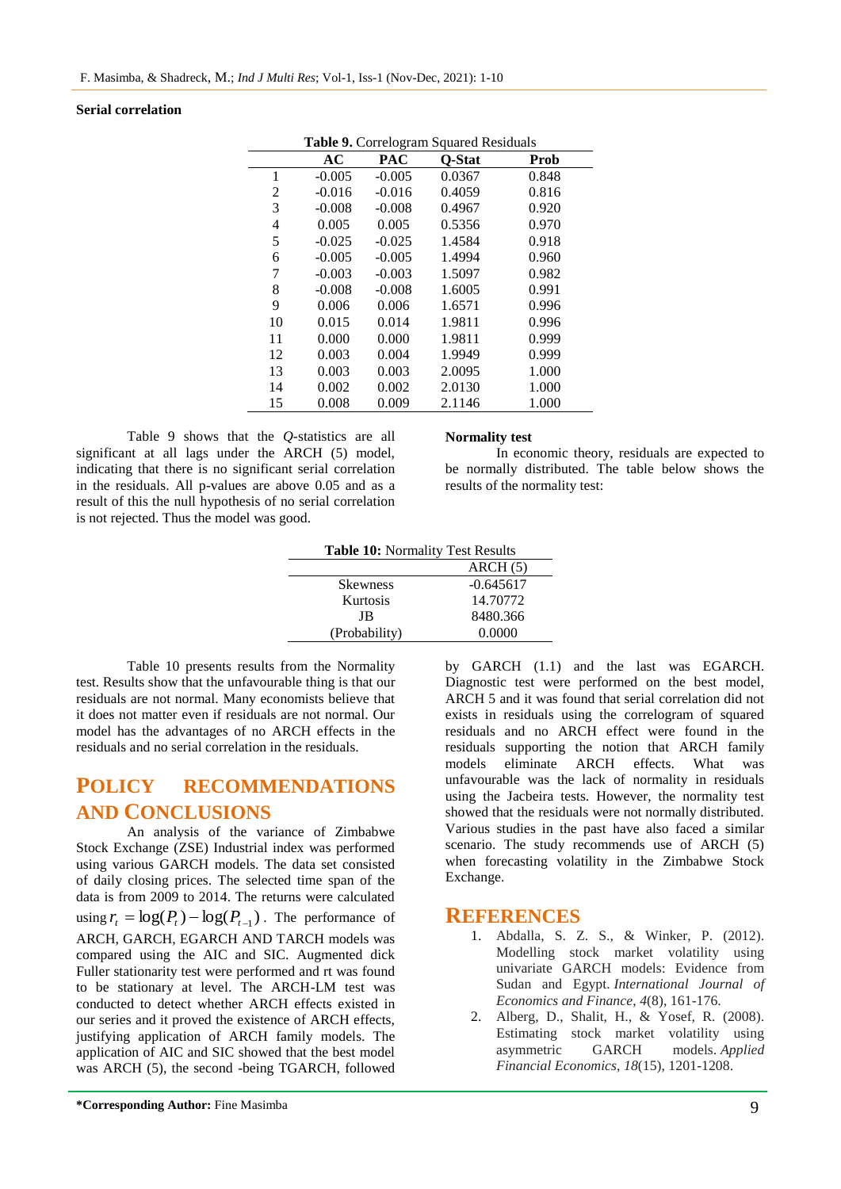**Serial correlation**

**Table 9.** Correlogram Squared Residuals

| | AC | PAC | Q-Stat | Prob |
|---|---|---|---|---|
| 1 | -0.005 | -0.005 | 0.0367 | 0.848 |
| 2 | -0.016 | -0.016 | 0.4059 | 0.816 |
| 3 | -0.008 | -0.008 | 0.4967 | 0.920 |
| 4 | 0.005 | 0.005 | 0.5356 | 0.970 |
| 5 | -0.025 | -0.025 | 1.4584 | 0.918 |
| 6 | -0.005 | -0.005 | 1.4994 | 0.960 |
| 7 | -0.003 | -0.003 | 1.5097 | 0.982 |
| 8 | -0.008 | -0.008 | 1.6005 | 0.991 |
| 9 | 0.006 | 0.006 | 1.6571 | 0.996 |
| 10 | 0.015 | 0.014 | 1.9811 | 0.996 |
| 11 | 0.000 | 0.000 | 1.9811 | 0.999 |
| 12 | 0.003 | 0.004 | 1.9949 | 0.999 |
| 13 | 0.003 | 0.003 | 2.0095 | 1.000 |
| 14 | 0.002 | 0.002 | 2.0130 | 1.000 |
| 15 | 0.008 | 0.009 | 2.1146 | 1.000 |

Table 9 shows that the *Q*-statistics are all significant at all lags under the ARCH (5) model, indicating that there is no significant serial correlation in the residuals. All p-values are above 0.05 and as a result of this the null hypothesis of no serial correlation is not rejected. Thus the model was good.

**Normality test**

In economic theory, residuals are expected to be normally distributed. The table below shows the results of the normality test:

**Table 10:** Normality Test Results

| | ARCH (5) |
|---|---|
| Skewness | -0.645617 |
| Kurtosis | 14.70772 |
| JB | 8480.366 |
| (Probability) | 0.0000 |

Table 10 presents results from the Normality test. Results show that the unfavourable thing is that our residuals are not normal. Many economists believe that it does not matter even if residuals are not normal. Our model has the advantages of no ARCH effects in the residuals and no serial correlation in the residuals.

## POLICY RECOMMENDATIONS AND CONCLUSIONS

An analysis of the variance of Zimbabwe Stock Exchange (ZSE) Industrial index was performed using various GARCH models. The data set consisted of daily closing prices. The selected time span of the data is from 2009 to 2014. The returns were calculated using $r_t = \log(P_t) - \log(P_{t-1})$. The performance of ARCH, GARCH, EGARCH AND TARCH models was compared using the AIC and SIC. Augmented dick Fuller stationarity test were performed and rt was found to be stationary at level. The ARCH-LM test was conducted to detect whether ARCH effects existed in our series and it proved the existence of ARCH effects, justifying application of ARCH family models. The application of AIC and SIC showed that the best model was ARCH (5), the second -being TGARCH, followed by GARCH (1.1) and the last was EGARCH. Diagnostic test were performed on the best model, ARCH 5 and it was found that serial correlation did not exists in residuals using the correlogram of squared residuals and no ARCH effect were found in the residuals supporting the notion that ARCH family models eliminate ARCH effects. What was unfavourable was the lack of normality in residuals using the Jacbeira tests. However, the normality test showed that the residuals were not normally distributed. Various studies in the past have also faced a similar scenario. The study recommends use of ARCH (5) when forecasting volatility in the Zimbabwe Stock Exchange.

## REFERENCES

1. Abdalla, S. Z. S., & Winker, P. (2012). Modelling stock market volatility using univariate GARCH models: Evidence from Sudan and Egypt. *International Journal of Economics and Finance*, *4*(8), 161-176.
2. Alberg, D., Shalit, H., & Yosef, R. (2008). Estimating stock market volatility using asymmetric GARCH models. *Applied Financial Economics*, *18*(15), 1201-1208.

**\*Corresponding Author:** Fine Masimba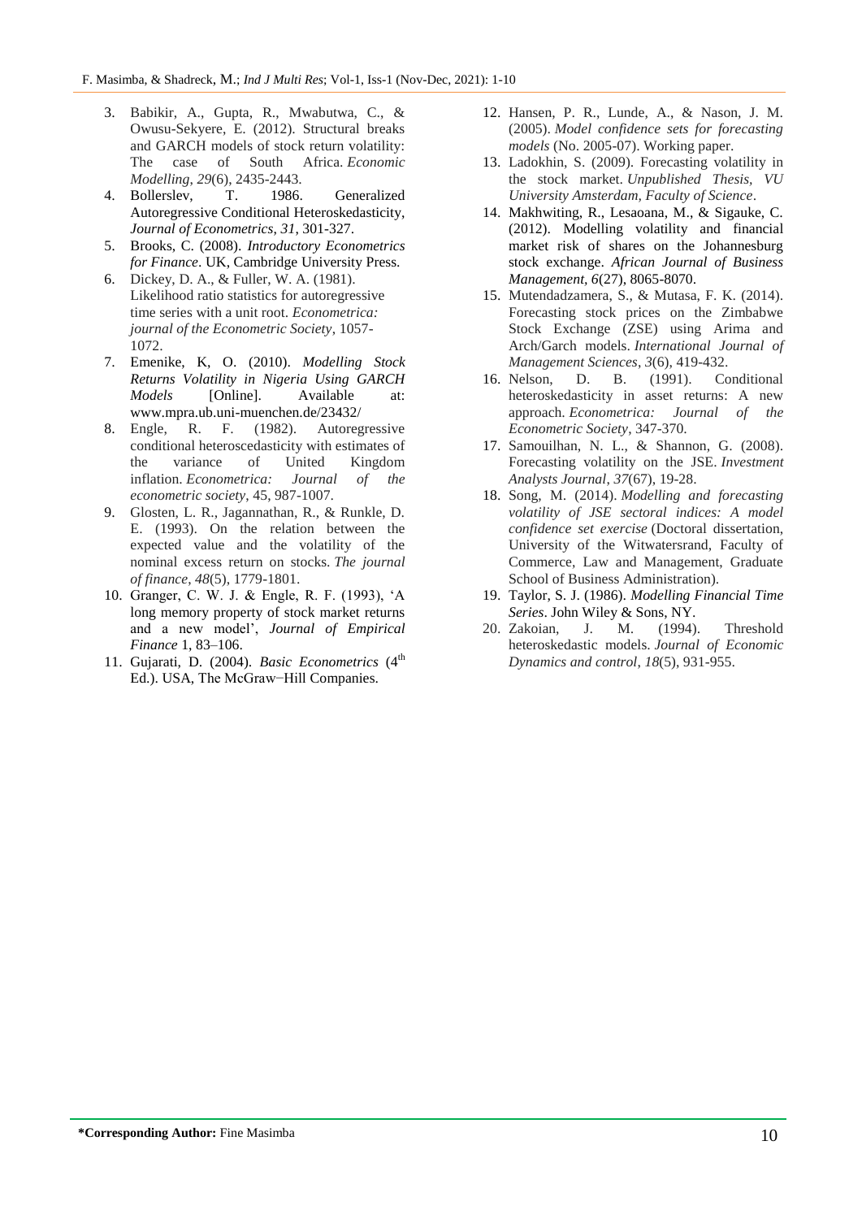3. Babikir, A., Gupta, R., Mwabutwa, C., & Owusu-Sekyere, E. (2012). Structural breaks and GARCH models of stock return volatility: The case of South Africa. *Economic Modelling*, *29*(6), 2435-2443.
4. Bollerslev, T. 1986. Generalized Autoregressive Conditional Heteroskedasticity, *Journal of Econometrics*, *31*, 301-327.
5. Brooks, C. (2008). *Introductory Econometrics for Finance*. UK, Cambridge University Press.
6. Dickey, D. A., & Fuller, W. A. (1981). Likelihood ratio statistics for autoregressive time series with a unit root. *Econometrica: journal of the Econometric Society*, 1057-1072.
7. Emenike, K, O. (2010). *Modelling Stock Returns Volatility in Nigeria Using GARCH Models* [Online]. Available at: www.mpra.ub.uni-muenchen.de/23432/
8. Engle, R. F. (1982). Autoregressive conditional heteroscedasticity with estimates of the variance of United Kingdom inflation. *Econometrica: Journal of the econometric society*, 45, 987-1007.
9. Glosten, L. R., Jagannathan, R., & Runkle, D. E. (1993). On the relation between the expected value and the volatility of the nominal excess return on stocks. *The journal of finance*, *48*(5), 1779-1801.
10. Granger, C. W. J. & Engle, R. F. (1993), 'A long memory property of stock market returns and a new model', *Journal of Empirical Finance* 1, 83–106.
11. Gujarati, D. (2004). *Basic Econometrics* (4th Ed.). USA, The McGraw−Hill Companies.
12. Hansen, P. R., Lunde, A., & Nason, J. M. (2005). *Model confidence sets for forecasting models* (No. 2005-07). Working paper.
13. Ladokhin, S. (2009). Forecasting volatility in the stock market. *Unpublished Thesis, VU University Amsterdam, Faculty of Science*.
14. Makhwiting, R., Lesaoana, M., & Sigauke, C. (2012). Modelling volatility and financial market risk of shares on the Johannesburg stock exchange. *African Journal of Business Management*, *6*(27), 8065-8070.
15. Mutendadzamera, S., & Mutasa, F. K. (2014). Forecasting stock prices on the Zimbabwe Stock Exchange (ZSE) using Arima and Arch/Garch models. *International Journal of Management Sciences*, *3*(6), 419-432.
16. Nelson, D. B. (1991). Conditional heteroskedasticity in asset returns: A new approach. *Econometrica: Journal of the Econometric Society*, 347-370.
17. Samouilhan, N. L., & Shannon, G. (2008). Forecasting volatility on the JSE. *Investment Analysts Journal*, *37*(67), 19-28.
18. Song, M. (2014). *Modelling and forecasting volatility of JSE sectoral indices: A model confidence set exercise* (Doctoral dissertation, University of the Witwatersrand, Faculty of Commerce, Law and Management, Graduate School of Business Administration).
19. Taylor, S. J. (1986). *Modelling Financial Time Series*. John Wiley & Sons, NY.
20. Zakoian, J. M. (1994). Threshold heteroskedastic models. *Journal of Economic Dynamics and control*, *18*(5), 931-955.

**\*Corresponding Author:** Fine Masimba